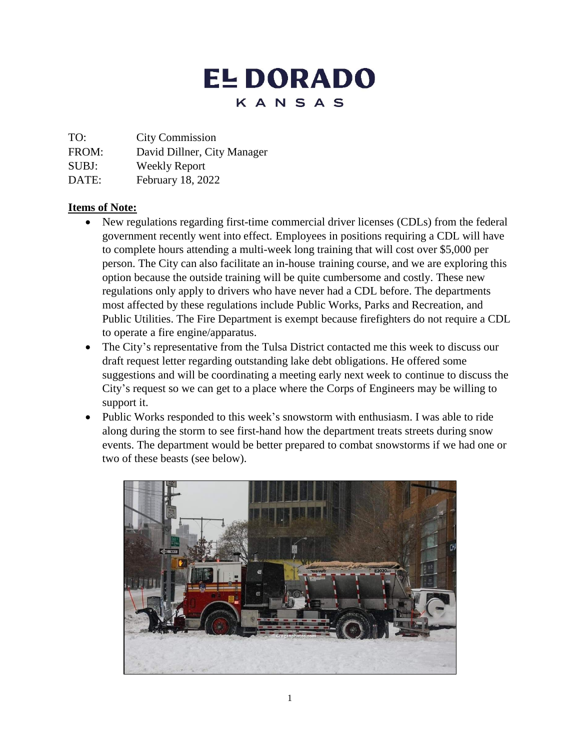# EL DORADO
## KANSAS

TO: City Commission
FROM: David Dillner, City Manager
SUBJ: Weekly Report
DATE: February 18, 2022

**Items of Note:**

- New regulations regarding first-time commercial driver licenses (CDLs) from the federal government recently went into effect. Employees in positions requiring a CDL will have to complete hours attending a multi-week long training that will cost over $5,000 per person. The City can also facilitate an in-house training course, and we are exploring this option because the outside training will be quite cumbersome and costly. These new regulations only apply to drivers who have never had a CDL before. The departments most affected by these regulations include Public Works, Parks and Recreation, and Public Utilities. The Fire Department is exempt because firefighters do not require a CDL to operate a fire engine/apparatus.
- The City's representative from the Tulsa District contacted me this week to discuss our draft request letter regarding outstanding lake debt obligations. He offered some suggestions and will be coordinating a meeting early next week to continue to discuss the City's request so we can get to a place where the Corps of Engineers may be willing to support it.
- Public Works responded to this week's snowstorm with enthusiasm. I was able to ride along during the storm to see first-hand how the department treats streets during snow events. The department would be better prepared to combat snowstorms if we had one or two of these beasts (see below).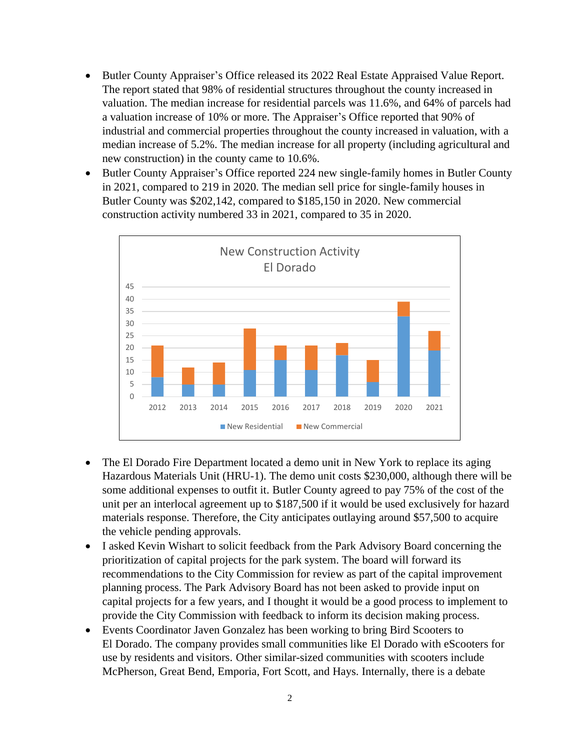- Butler County Appraiser's Office released its 2022 Real Estate Appraised Value Report. The report stated that 98% of residential structures throughout the county increased in valuation. The median increase for residential parcels was 11.6%, and 64% of parcels had a valuation increase of 10% or more. The Appraiser's Office reported that 90% of industrial and commercial properties throughout the county increased in valuation, with a median increase of 5.2%. The median increase for all property (including agricultural and new construction) in the county came to 10.6%.
- Butler County Appraiser's Office reported 224 new single-family homes in Butler County in 2021, compared to 219 in 2020. The median sell price for single-family houses in Butler County was $202,142, compared to $185,150 in 2020. New commercial construction activity numbered 33 in 2021, compared to 35 in 2020.

**New Construction Activity El Dorado**

(Stacked bar chart, 2012–2021; legend: New Residential, New Commercial)

- The El Dorado Fire Department located a demo unit in New York to replace its aging Hazardous Materials Unit (HRU-1). The demo unit costs $230,000, although there will be some additional expenses to outfit it. Butler County agreed to pay 75% of the cost of the unit per an interlocal agreement up to $187,500 if it would be used exclusively for hazard materials response. Therefore, the City anticipates outlaying around $57,500 to acquire the vehicle pending approvals.
- I asked Kevin Wishart to solicit feedback from the Park Advisory Board concerning the prioritization of capital projects for the park system. The board will forward its recommendations to the City Commission for review as part of the capital improvement planning process. The Park Advisory Board has not been asked to provide input on capital projects for a few years, and I thought it would be a good process to implement to provide the City Commission with feedback to inform its decision making process.
- Events Coordinator Javen Gonzalez has been working to bring Bird Scooters to El Dorado. The company provides small communities like El Dorado with eScooters for use by residents and visitors. Other similar-sized communities with scooters include McPherson, Great Bend, Emporia, Fort Scott, and Hays. Internally, there is a debate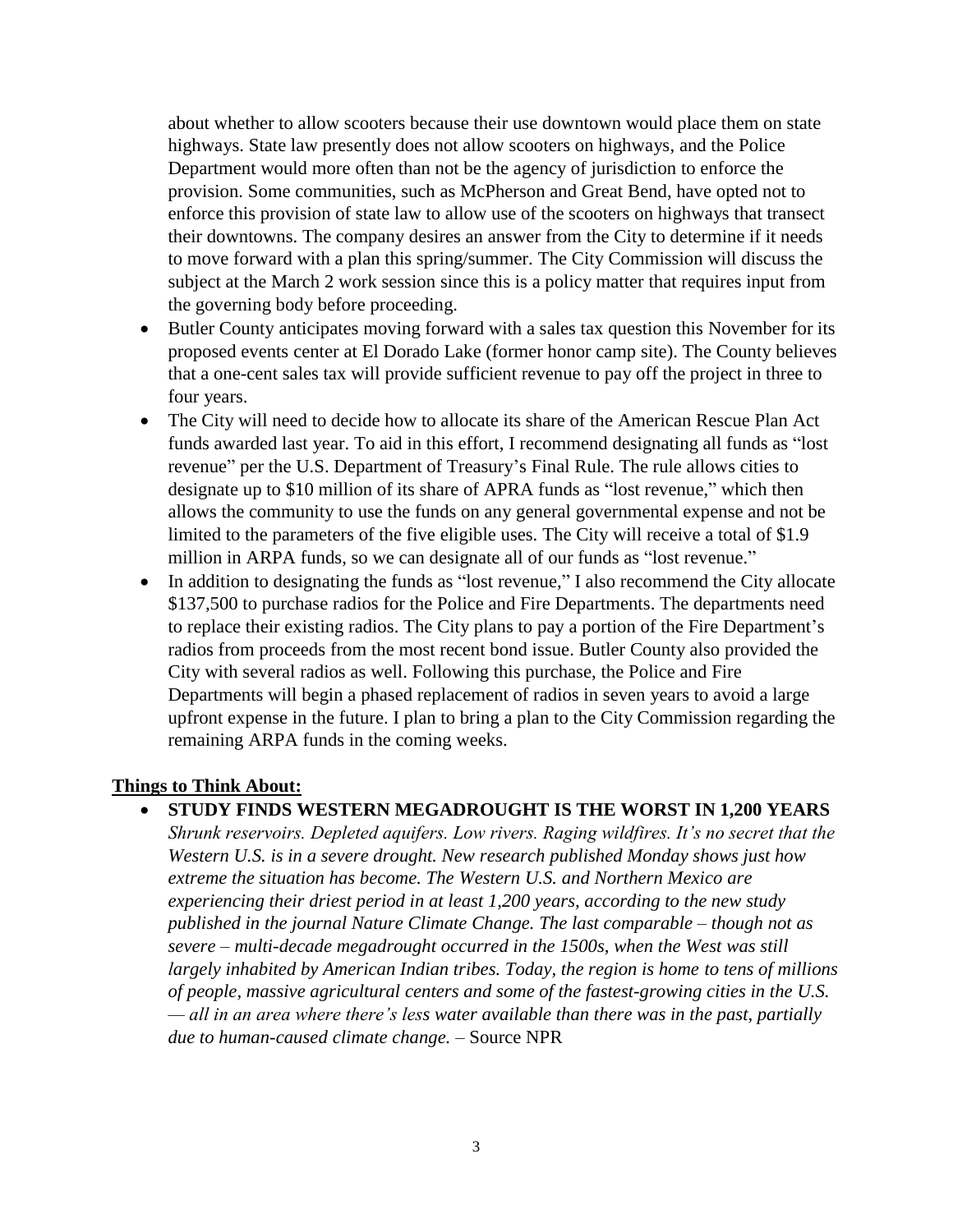about whether to allow scooters because their use downtown would place them on state highways. State law presently does not allow scooters on highways, and the Police Department would more often than not be the agency of jurisdiction to enforce the provision. Some communities, such as McPherson and Great Bend, have opted not to enforce this provision of state law to allow use of the scooters on highways that transect their downtowns. The company desires an answer from the City to determine if it needs to move forward with a plan this spring/summer. The City Commission will discuss the subject at the March 2 work session since this is a policy matter that requires input from the governing body before proceeding.

- Butler County anticipates moving forward with a sales tax question this November for its proposed events center at El Dorado Lake (former honor camp site). The County believes that a one-cent sales tax will provide sufficient revenue to pay off the project in three to four years.
- The City will need to decide how to allocate its share of the American Rescue Plan Act funds awarded last year. To aid in this effort, I recommend designating all funds as "lost revenue" per the U.S. Department of Treasury's Final Rule. The rule allows cities to designate up to $10 million of its share of APRA funds as "lost revenue," which then allows the community to use the funds on any general governmental expense and not be limited to the parameters of the five eligible uses. The City will receive a total of $1.9 million in ARPA funds, so we can designate all of our funds as "lost revenue."
- In addition to designating the funds as "lost revenue," I also recommend the City allocate $137,500 to purchase radios for the Police and Fire Departments. The departments need to replace their existing radios. The City plans to pay a portion of the Fire Department's radios from proceeds from the most recent bond issue. Butler County also provided the City with several radios as well. Following this purchase, the Police and Fire Departments will begin a phased replacement of radios in seven years to avoid a large upfront expense in the future. I plan to bring a plan to the City Commission regarding the remaining ARPA funds in the coming weeks.

**Things to Think About:**

- **STUDY FINDS WESTERN MEGADROUGHT IS THE WORST IN 1,200 YEARS**
  *Shrunk reservoirs. Depleted aquifers. Low rivers. Raging wildfires. It's no secret that the Western U.S. is in a severe drought. New research published Monday shows just how extreme the situation has become. The Western U.S. and Northern Mexico are experiencing their driest period in at least 1,200 years, according to the new study published in the journal Nature Climate Change. The last comparable – though not as severe – multi-decade megadrought occurred in the 1500s, when the West was still largely inhabited by American Indian tribes. Today, the region is home to tens of millions of people, massive agricultural centers and some of the fastest-growing cities in the U.S. — all in an area where there's less water available than there was in the past, partially due to human-caused climate change.* – Source NPR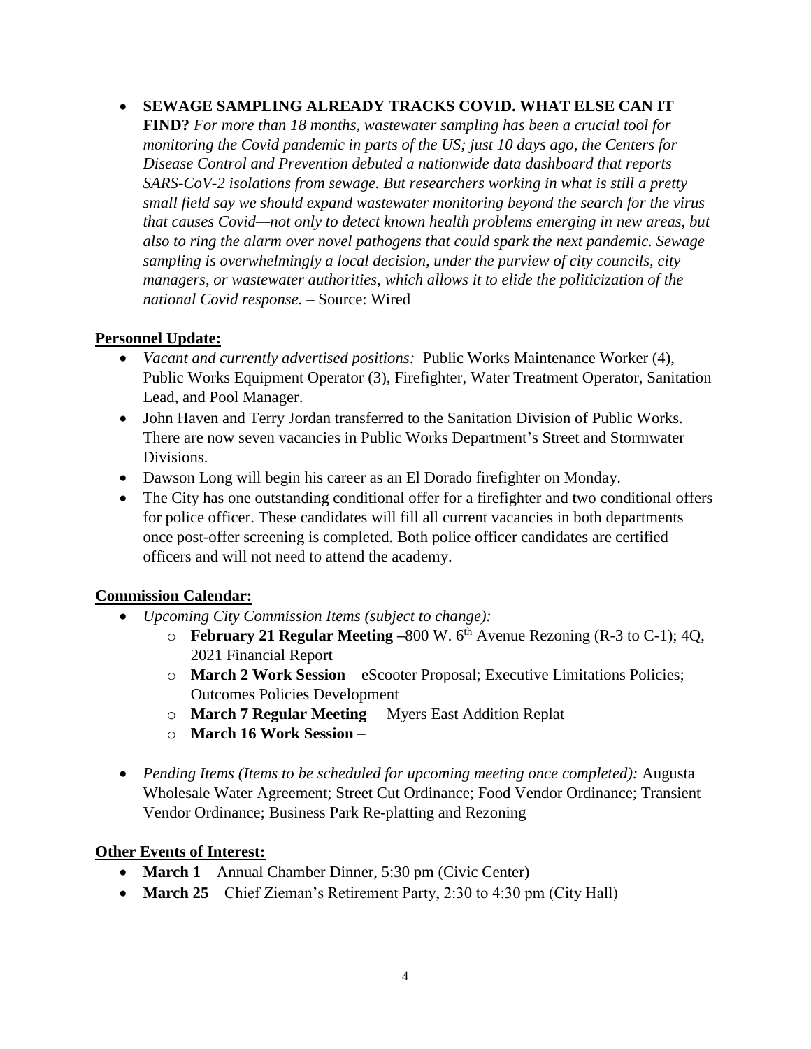- **SEWAGE SAMPLING ALREADY TRACKS COVID. WHAT ELSE CAN IT FIND?** *For more than 18 months, wastewater sampling has been a crucial tool for monitoring the Covid pandemic in parts of the US; just 10 days ago, the Centers for Disease Control and Prevention debuted a nationwide data dashboard that reports SARS-CoV-2 isolations from sewage. But researchers working in what is still a pretty small field say we should expand wastewater monitoring beyond the search for the virus that causes Covid—not only to detect known health problems emerging in new areas, but also to ring the alarm over novel pathogens that could spark the next pandemic. Sewage sampling is overwhelmingly a local decision, under the purview of city councils, city managers, or wastewater authorities, which allows it to elide the politicization of the national Covid response.* – Source: Wired

**Personnel Update:**

- *Vacant and currently advertised positions:* Public Works Maintenance Worker (4), Public Works Equipment Operator (3), Firefighter, Water Treatment Operator, Sanitation Lead, and Pool Manager.
- John Haven and Terry Jordan transferred to the Sanitation Division of Public Works. There are now seven vacancies in Public Works Department's Street and Stormwater Divisions.
- Dawson Long will begin his career as an El Dorado firefighter on Monday.
- The City has one outstanding conditional offer for a firefighter and two conditional offers for police officer. These candidates will fill all current vacancies in both departments once post-offer screening is completed. Both police officer candidates are certified officers and will not need to attend the academy.

**Commission Calendar:**

- *Upcoming City Commission Items (subject to change):*
  - **February 21 Regular Meeting** –800 W. 6th Avenue Rezoning (R-3 to C-1); 4Q, 2021 Financial Report
  - **March 2 Work Session** – eScooter Proposal; Executive Limitations Policies; Outcomes Policies Development
  - **March 7 Regular Meeting** – Myers East Addition Replat
  - **March 16 Work Session** –
- *Pending Items (Items to be scheduled for upcoming meeting once completed):* Augusta Wholesale Water Agreement; Street Cut Ordinance; Food Vendor Ordinance; Transient Vendor Ordinance; Business Park Re-platting and Rezoning

**Other Events of Interest:**

- **March 1** – Annual Chamber Dinner, 5:30 pm (Civic Center)
- **March 25** – Chief Zieman's Retirement Party, 2:30 to 4:30 pm (City Hall)